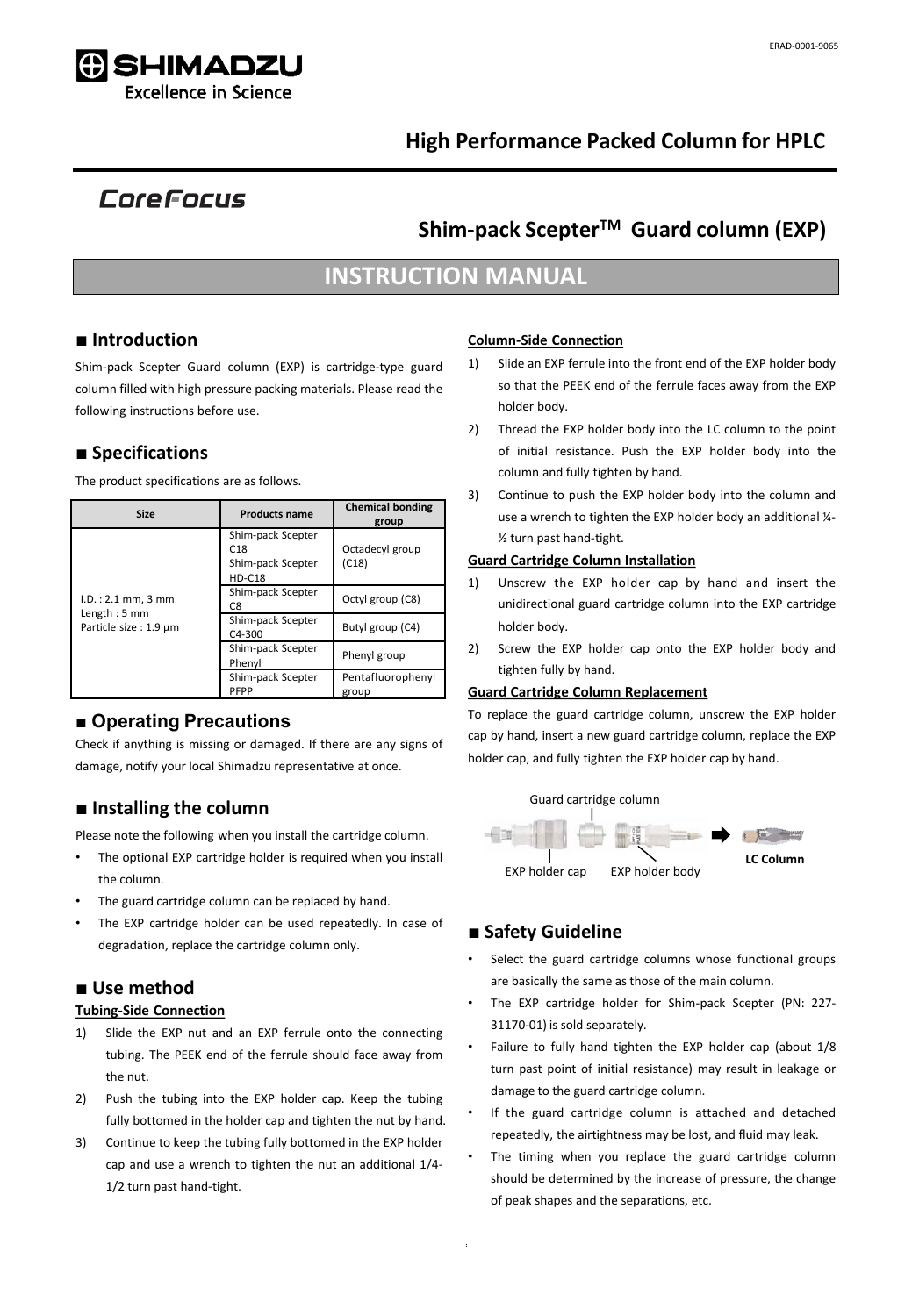## High Performance Packed Column for HPLC

CoreFocus

# Shim-pack Scepter$^{TM}$ Guard column (EXP)

# INSTRUCTION MANUAL

## ■ Introduction

Shim-pack Scepter Guard column (EXP) is cartridge-type guard column filled with high pressure packing materials. Please read the following instructions before use.

## ■ Specifications

The product specifications are as follows.

| Size | Products name | Chemical bonding group |
|---|---|---|
| I.D. : 2.1 mm, 3 mm<br>Length : 5 mm<br>Particle size : 1.9 µm | Shim-pack Scepter C18<br>Shim-pack Scepter HD-C18 | Octadecyl group (C18) |
| | Shim-pack Scepter C8 | Octyl group (C8) |
| | Shim-pack Scepter C4-300 | Butyl group (C4) |
| | Shim-pack Scepter Phenyl | Phenyl group |
| | Shim-pack Scepter PFPP | Pentafluorophenyl group |

## ■ Operating Precautions

Check if anything is missing or damaged. If there are any signs of damage, notify your local Shimadzu representative at once.

## ■ Installing the column

Please note the following when you install the cartridge column.

- The optional EXP cartridge holder is required when you install the column.
- The guard cartridge column can be replaced by hand.
- The EXP cartridge holder can be used repeatedly. In case of degradation, replace the cartridge column only.

## ■ Use method

**Tubing-Side Connection**

1) Slide the EXP nut and an EXP ferrule onto the connecting tubing. The PEEK end of the ferrule should face away from the nut.
2) Push the tubing into the EXP holder cap. Keep the tubing fully bottomed in the holder cap and tighten the nut by hand.
3) Continue to keep the tubing fully bottomed in the EXP holder cap and use a wrench to tighten the nut an additional 1/4-1/2 turn past hand-tight.

**Column-Side Connection**

1) Slide an EXP ferrule into the front end of the EXP holder body so that the PEEK end of the ferrule faces away from the EXP holder body.
2) Thread the EXP holder body into the LC column to the point of initial resistance. Push the EXP holder body into the column and fully tighten by hand.
3) Continue to push the EXP holder body into the column and use a wrench to tighten the EXP holder body an additional ¼-½ turn past hand-tight.

**Guard Cartridge Column Installation**

1) Unscrew the EXP holder cap by hand and insert the unidirectional guard cartridge column into the EXP cartridge holder body.
2) Screw the EXP holder cap onto the EXP holder body and tighten fully by hand.

**Guard Cartridge Column Replacement**

To replace the guard cartridge column, unscrew the EXP holder cap by hand, insert a new guard cartridge column, replace the EXP holder cap, and fully tighten the EXP holder cap by hand.

Guard cartridge column

EXP holder cap

EXP holder body

LC Column

## ■ Safety Guideline

- Select the guard cartridge columns whose functional groups are basically the same as those of the main column.
- The EXP cartridge holder for Shim-pack Scepter (PN: 227-31170-01) is sold separately.
- Failure to fully hand tighten the EXP holder cap (about 1/8 turn past point of initial resistance) may result in leakage or damage to the guard cartridge column.
- If the guard cartridge column is attached and detached repeatedly, the airtightness may be lost, and fluid may leak.
- The timing when you replace the guard cartridge column should be determined by the increase of pressure, the change of peak shapes and the separations, etc.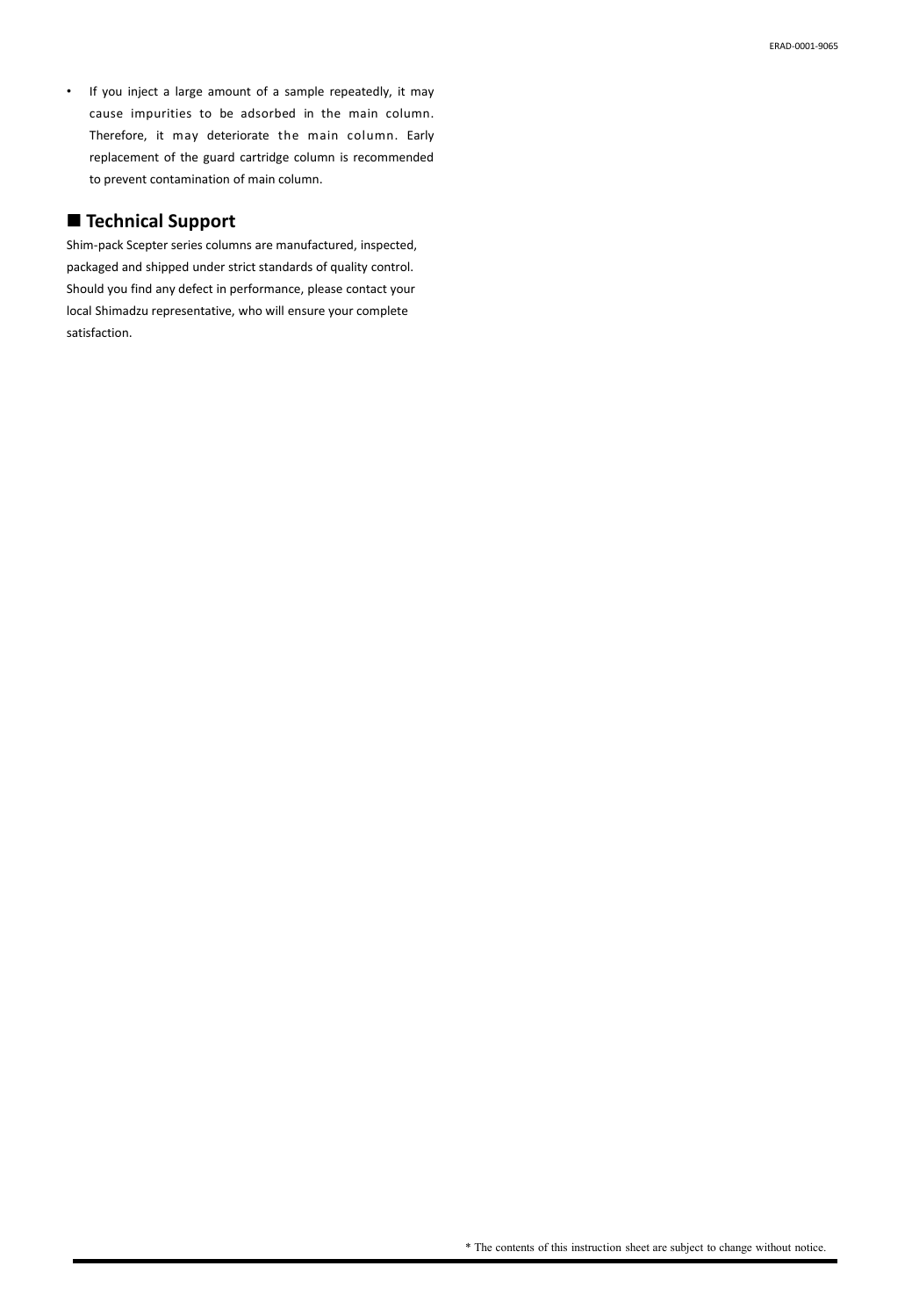- If you inject a large amount of a sample repeatedly, it may cause impurities to be adsorbed in the main column. Therefore, it may deteriorate the main column. Early replacement of the guard cartridge column is recommended to prevent contamination of main column.

## ■ Technical Support

Shim-pack Scepter series columns are manufactured, inspected, packaged and shipped under strict standards of quality control. Should you find any defect in performance, please contact your local Shimadzu representative, who will ensure your complete satisfaction.

* The contents of this instruction sheet are subject to change without notice.